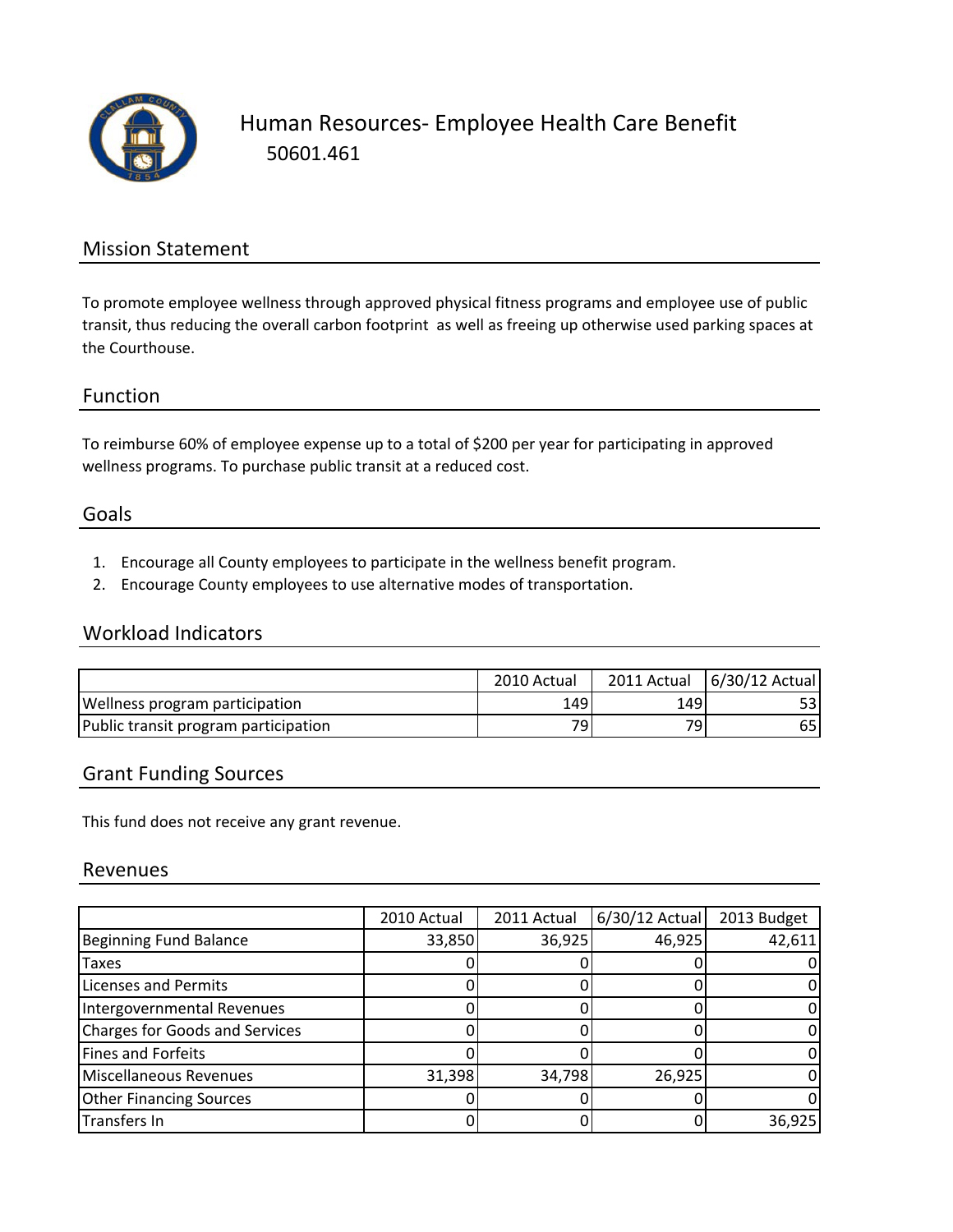# Human Resources- Employee Health Care Benefit

50601.461

## Mission Statement

To promote employee wellness through approved physical fitness programs and employee use of public transit, thus reducing the overall carbon footprint as well as freeing up otherwise used parking spaces at the Courthouse.

## Function

To reimburse 60% of employee expense up to a total of $200 per year for participating in approved wellness programs. To purchase public transit at a reduced cost.

## Goals

1. Encourage all County employees to participate in the wellness benefit program.
2. Encourage County employees to use alternative modes of transportation.

## Workload Indicators

| | 2010 Actual | 2011 Actual | 6/30/12 Actual |
|---|---|---|---|
| Wellness program participation | 149 | 149 | 53 |
| Public transit program participation | 79 | 79 | 65 |

## Grant Funding Sources

This fund does not receive any grant revenue.

## Revenues

| | 2010 Actual | 2011 Actual | 6/30/12 Actual | 2013 Budget |
|---|---|---|---|---|
| Beginning Fund Balance | 33,850 | 36,925 | 46,925 | 42,611 |
| Taxes | 0 | 0 | 0 | 0 |
| Licenses and Permits | 0 | 0 | 0 | 0 |
| Intergovernmental Revenues | 0 | 0 | 0 | 0 |
| Charges for Goods and Services | 0 | 0 | 0 | 0 |
| Fines and Forfeits | 0 | 0 | 0 | 0 |
| Miscellaneous Revenues | 31,398 | 34,798 | 26,925 | 0 |
| Other Financing Sources | 0 | 0 | 0 | 0 |
| Transfers In | 0 | 0 | 0 | 36,925 |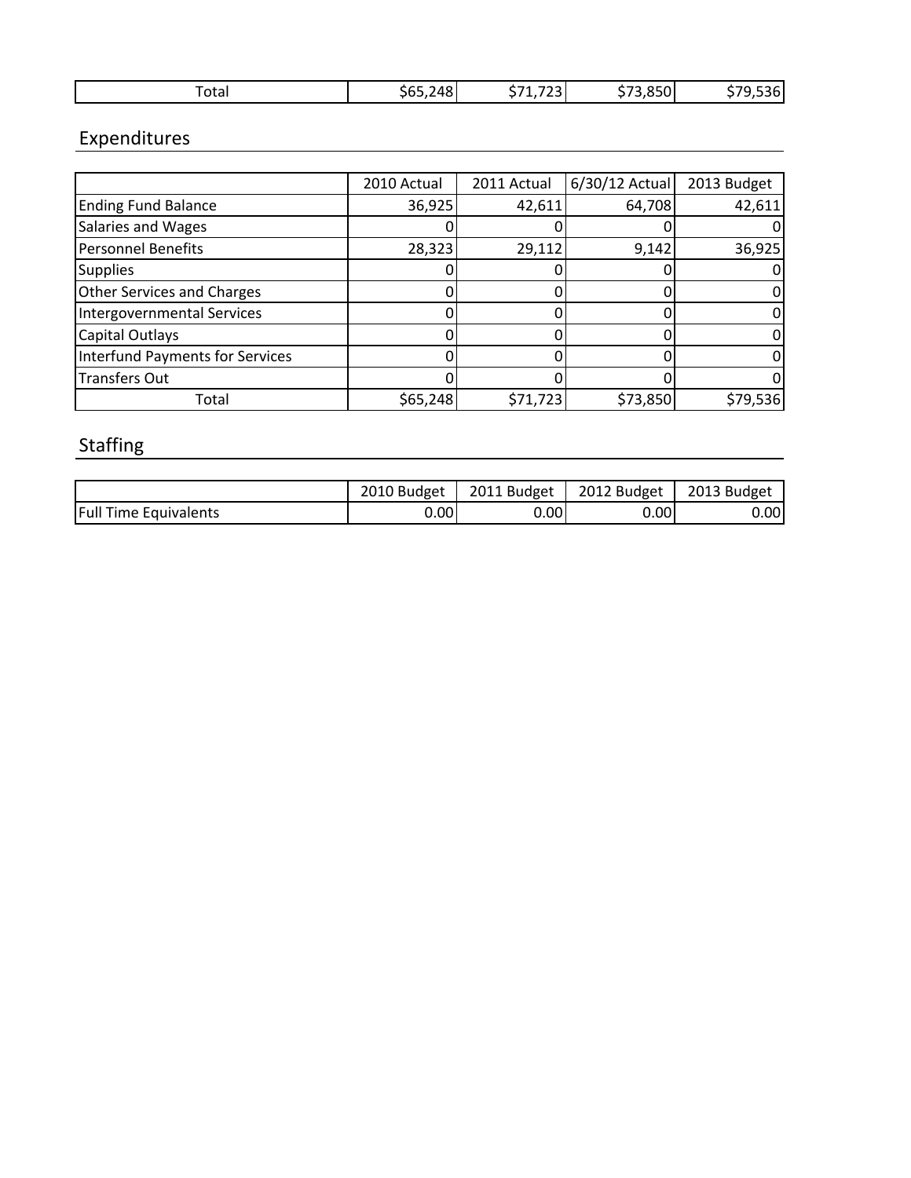| | | | | |
|---|---|---|---|---|
| Total | $65,248 | $71,723 | $73,850 | $79,536 |

## Expenditures

| | 2010 Actual | 2011 Actual | 6/30/12 Actual | 2013 Budget |
|---|---|---|---|---|
| Ending Fund Balance | 36,925 | 42,611 | 64,708 | 42,611 |
| Salaries and Wages | 0 | 0 | 0 | 0 |
| Personnel Benefits | 28,323 | 29,112 | 9,142 | 36,925 |
| Supplies | 0 | 0 | 0 | 0 |
| Other Services and Charges | 0 | 0 | 0 | 0 |
| Intergovernmental Services | 0 | 0 | 0 | 0 |
| Capital Outlays | 0 | 0 | 0 | 0 |
| Interfund Payments for Services | 0 | 0 | 0 | 0 |
| Transfers Out | 0 | 0 | 0 | 0 |
| Total | $65,248 | $71,723 | $73,850 | $79,536 |

## Staffing

| | 2010 Budget | 2011 Budget | 2012 Budget | 2013 Budget |
|---|---|---|---|---|
| Full Time Equivalents | 0.00 | 0.00 | 0.00 | 0.00 |